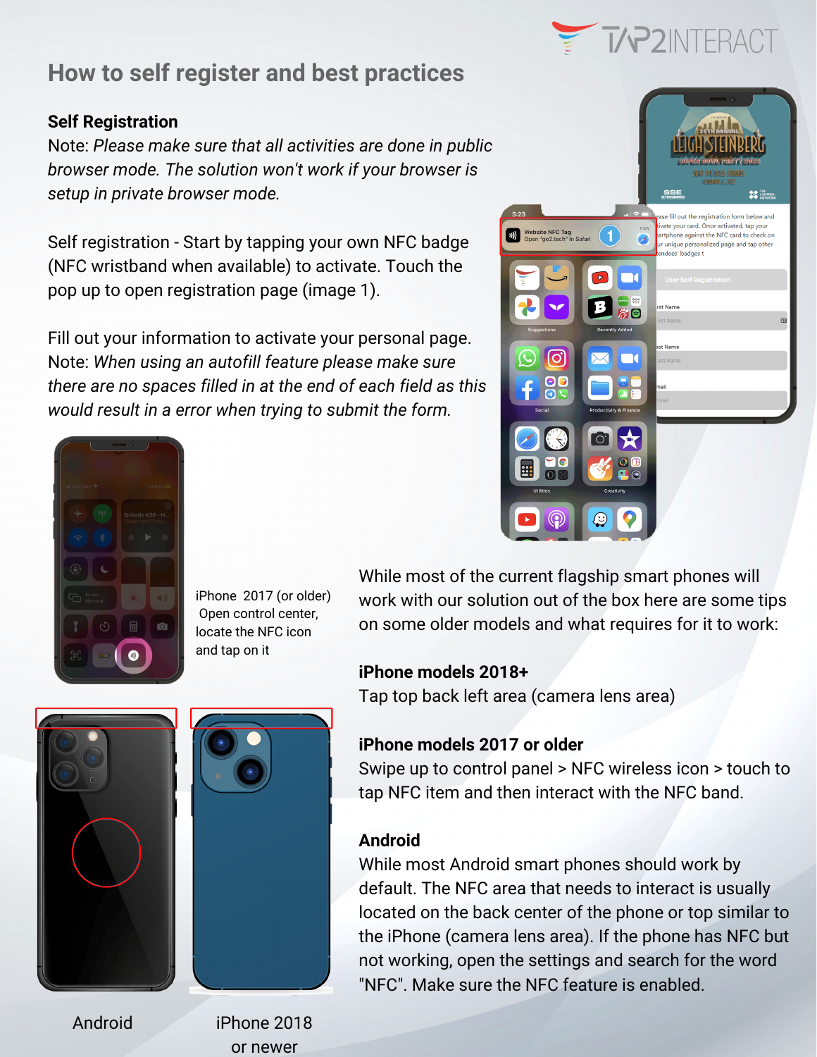# How to self register and best practices

**Self Registration**

Note: *Please make sure that all activities are done in public browser mode. The solution won't work if your browser is setup in private browser mode.*

Self registration - Start by tapping your own NFC badge (NFC wristband when available) to activate. Touch the pop up to open registration page (image 1).

Fill out your information to activate your personal page. Note: *When using an autofill feature please make sure there are no spaces filled in at the end of each field as this would result in a error when trying to submit the form.*

iPhone 2017 (or older) Open control center, locate the NFC icon and tap on it

While most of the current flagship smart phones will work with our solution out of the box here are some tips on some older models and what requires for it to work:

**iPhone models 2018+**

Tap top back left area (camera lens area)

**iPhone models 2017 or older**

Swipe up to control panel > NFC wireless icon > touch to tap NFC item and then interact with the NFC band.

**Android**

While most Android smart phones should work by default. The NFC area that needs to interact is usually located on the back center of the phone or top similar to the iPhone (camera lens area). If the phone has NFC but not working, open the settings and search for the word "NFC". Make sure the NFC feature is enabled.

Android

iPhone 2018 or newer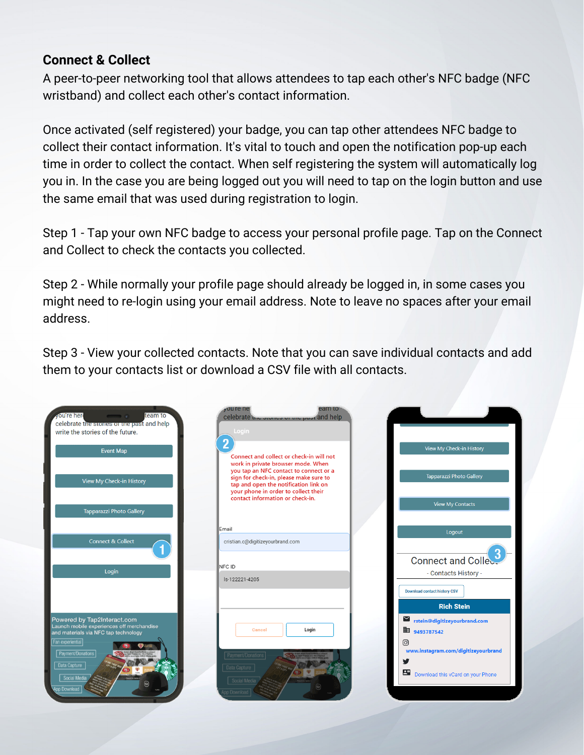## Connect & Collect

A peer-to-peer networking tool that allows attendees to tap each other's NFC badge (NFC wristband) and collect each other's contact information.

Once activated (self registered) your badge, you can tap other attendees NFC badge to collect their contact information. It's vital to touch and open the notification pop-up each time in order to collect the contact. When self registering the system will automatically log you in. In the case you are being logged out you will need to tap on the login button and use the same email that was used during registration to login.

Step 1 - Tap your own NFC badge to access your personal profile page. Tap on the Connect and Collect to check the contacts you collected.

Step 2 - While normally your profile page should already be logged in, in some cases you might need to re-login using your email address. Note to leave no spaces after your email address.

Step 3 - View your collected contacts. Note that you can save individual contacts and add them to your contacts list or download a CSV file with all contacts.